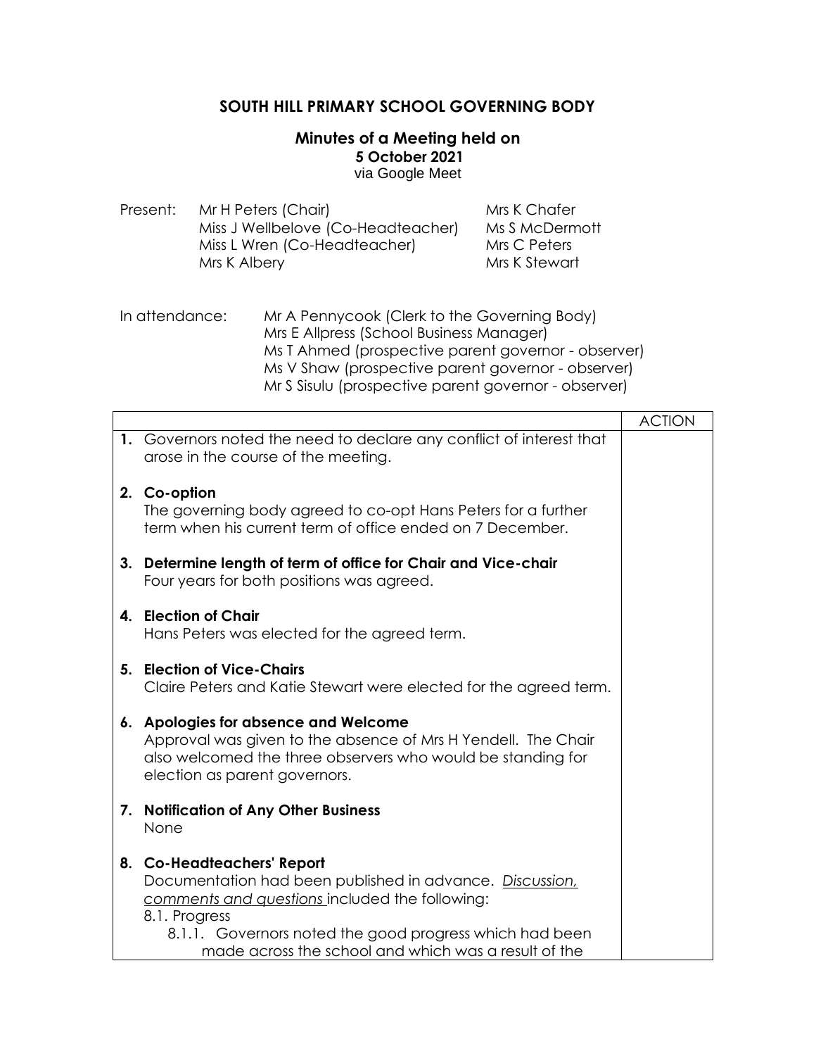# SOUTH HILL PRIMARY SCHOOL GOVERNING BODY

## Minutes of a Meeting held on

**5 October 2021**

via Google Meet

Present:
- Mr H Peters (Chair)
- Miss J Wellbelove (Co-Headteacher)
- Miss L Wren (Co-Headteacher)
- Mrs K Albery
- Mrs K Chafer
- Ms S McDermott
- Mrs C Peters
- Mrs K Stewart

In attendance:
- Mr A Pennycook (Clerk to the Governing Body)
- Mrs E Allpress (School Business Manager)
- Ms T Ahmed (prospective parent governor - observer)
- Ms V Shaw (prospective parent governor - observer)
- Mr S Sisulu (prospective parent governor - observer)

| | ACTION |
|---|---|
| **1.** Governors noted the need to declare any conflict of interest that arose in the course of the meeting. | |
| **2. Co-option** The governing body agreed to co-opt Hans Peters for a further term when his current term of office ended on 7 December. | |
| **3. Determine length of term of office for Chair and Vice-chair** Four years for both positions was agreed. | |
| **4. Election of Chair** Hans Peters was elected for the agreed term. | |
| **5. Election of Vice-Chairs** Claire Peters and Katie Stewart were elected for the agreed term. | |
| **6. Apologies for absence and Welcome** Approval was given to the absence of Mrs H Yendell. The Chair also welcomed the three observers who would be standing for election as parent governors. | |
| **7. Notification of Any Other Business** None | |
| **8. Co-Headteachers' Report** Documentation had been published in advance. <u>Discussion, comments and questions</u> included the following: 8.1. Progress 8.1.1. Governors noted the good progress which had been made across the school and which was a result of the | |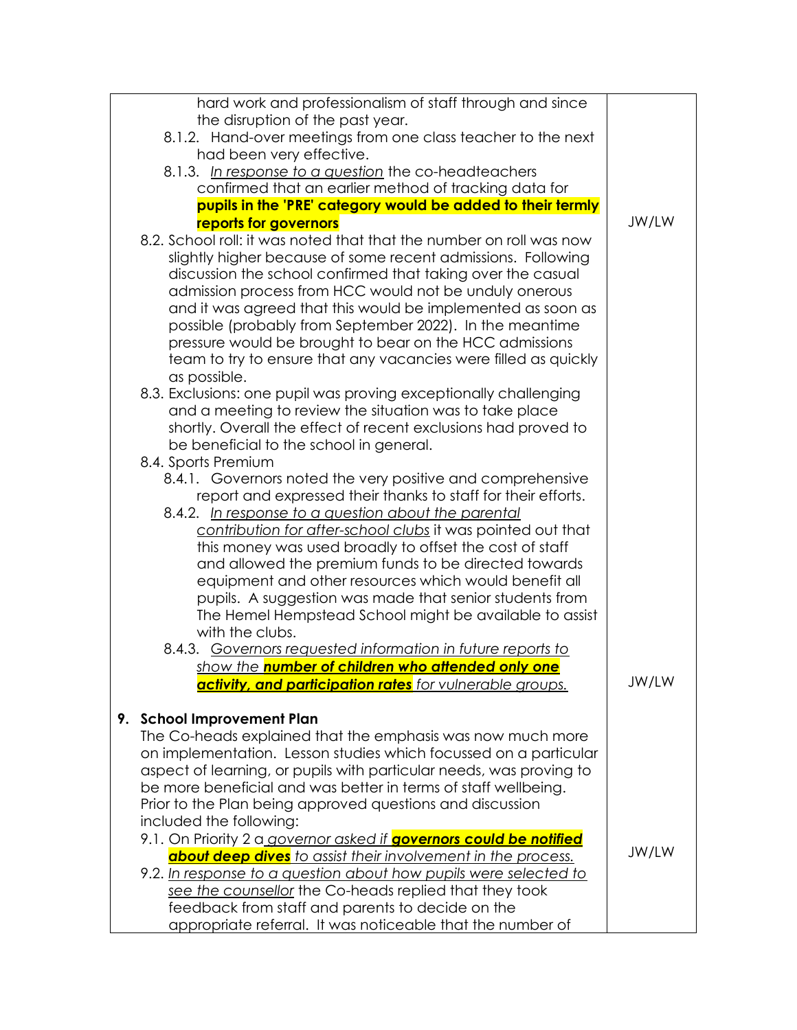| | |
|---|---|
| hard work and professionalism of staff through and since the disruption of the past year.<br>8.1.2. Hand-over meetings from one class teacher to the next had been very effective.<br>8.1.3. *In response to a question* the co-headteachers confirmed that an earlier method of tracking data for **pupils in the 'PRE' category would be added to their termly reports for governors** | JW/LW |
| 8.2. School roll: it was noted that that the number on roll was now slightly higher because of some recent admissions. Following discussion the school confirmed that taking over the casual admission process from HCC would not be unduly onerous and it was agreed that this would be implemented as soon as possible (probably from September 2022). In the meantime pressure would be brought to bear on the HCC admissions team to try to ensure that any vacancies were filled as quickly as possible.<br>8.3. Exclusions: one pupil was proving exceptionally challenging and a meeting to review the situation was to take place shortly. Overall the effect of recent exclusions had proved to be beneficial to the school in general.<br>8.4. Sports Premium<br>8.4.1. Governors noted the very positive and comprehensive report and expressed their thanks to staff for their efforts.<br>8.4.2. *In response to a question about the parental contribution for after-school clubs* it was pointed out that this money was used broadly to offset the cost of staff and allowed the premium funds to be directed towards equipment and other resources which would benefit all pupils. A suggestion was made that senior students from The Hemel Hempstead School might be available to assist with the clubs.<br>8.4.3. *Governors requested information in future reports to show the* ***number of children who attended only one activity, and participation rates*** *for vulnerable groups.* | JW/LW |
| **9. School Improvement Plan**<br>The Co-heads explained that the emphasis was now much more on implementation. Lesson studies which focussed on a particular aspect of learning, or pupils with particular needs, was proving to be more beneficial and was better in terms of staff wellbeing. Prior to the Plan being approved questions and discussion included the following:<br>9.1. On Priority 2 a *governor asked if* ***governors could be notified about deep dives*** *to assist their involvement in the process.* | JW/LW |
| 9.2. *In response to a question about how pupils were selected to see the counsellor* the Co-heads replied that they took feedback from staff and parents to decide on the appropriate referral. It was noticeable that the number of | |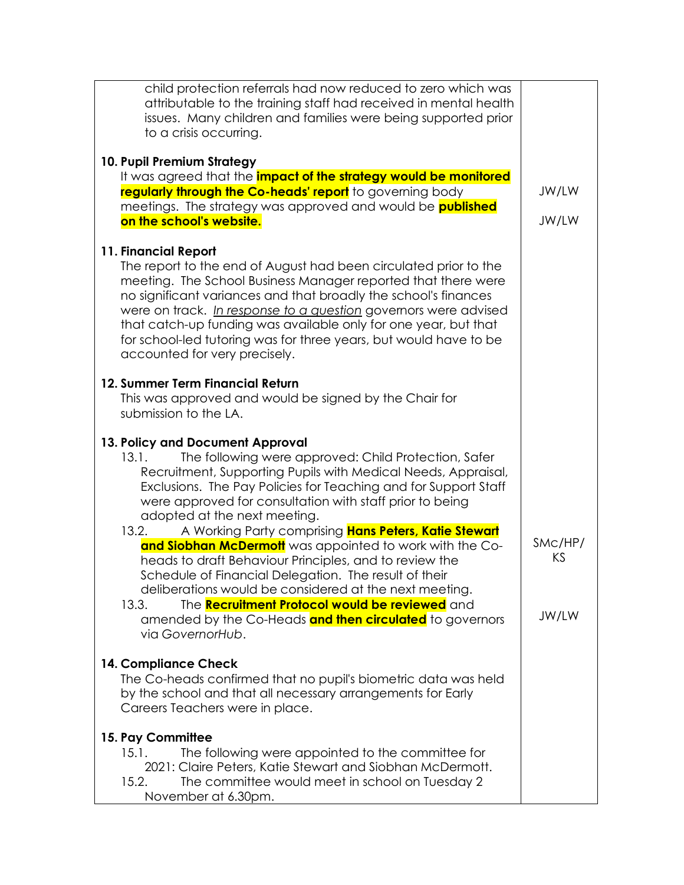| | |
|---|---|
| child protection referrals had now reduced to zero which was attributable to the training staff had received in mental health issues. Many children and families were being supported prior to a crisis occurring. | |
| **10. Pupil Premium Strategy**<br>It was agreed that the **impact of the strategy would be monitored regularly through the Co-heads' report** to governing body meetings. The strategy was approved and would be **published on the school's website.** | JW/LW<br><br>JW/LW |
| **11. Financial Report**<br>The report to the end of August had been circulated prior to the meeting. The School Business Manager reported that there were no significant variances and that broadly the school's finances were on track. *In response to a question* governors were advised that catch-up funding was available only for one year, but that for school-led tutoring was for three years, but would have to be accounted for very precisely. | |
| **12. Summer Term Financial Return**<br>This was approved and would be signed by the Chair for submission to the LA. | |
| **13. Policy and Document Approval**<br>13.1. The following were approved: Child Protection, Safer Recruitment, Supporting Pupils with Medical Needs, Appraisal, Exclusions. The Pay Policies for Teaching and for Support Staff were approved for consultation with staff prior to being adopted at the next meeting.<br>13.2. A Working Party comprising **Hans Peters, Katie Stewart and Siobhan McDermott** was appointed to work with the Co-heads to draft Behaviour Principles, and to review the Schedule of Financial Delegation. The result of their deliberations would be considered at the next meeting.<br>13.3. The **Recruitment Protocol would be reviewed** and amended by the Co-Heads **and then circulated** to governors via *GovernorHub*. | <br><br><br><br>SMc/HP/KS<br><br><br>JW/LW |
| **14. Compliance Check**<br>The Co-heads confirmed that no pupil's biometric data was held by the school and that all necessary arrangements for Early Careers Teachers were in place. | |
| **15. Pay Committee**<br>15.1. The following were appointed to the committee for 2021: Claire Peters, Katie Stewart and Siobhan McDermott.<br>15.2. The committee would meet in school on Tuesday 2 November at 6.30pm. | |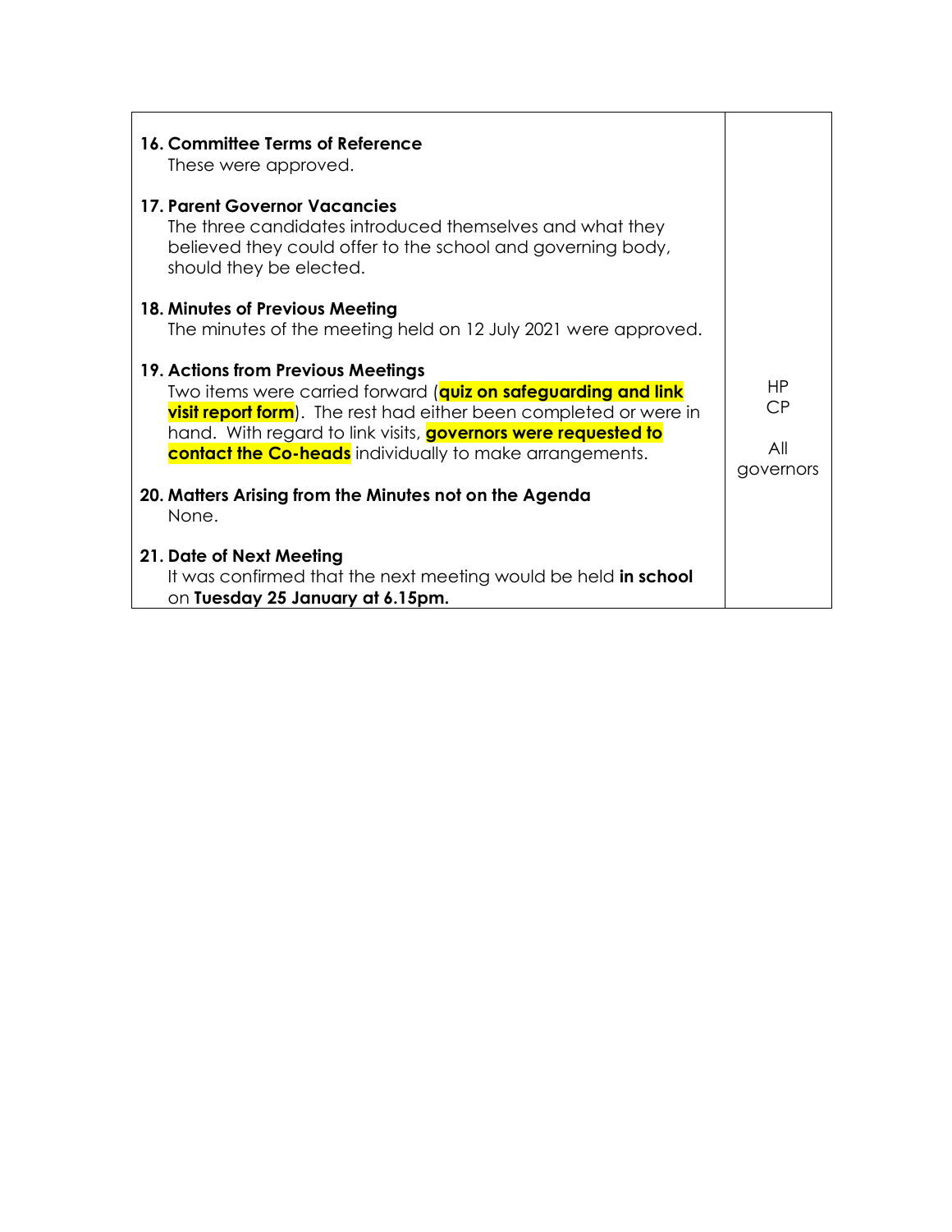| | |
|---|---|
| **16. Committee Terms of Reference**<br>These were approved.<br><br>**17. Parent Governor Vacancies**<br>The three candidates introduced themselves and what they believed they could offer to the school and governing body, should they be elected.<br><br>**18. Minutes of Previous Meeting**<br>The minutes of the meeting held on 12 July 2021 were approved.<br><br>**19. Actions from Previous Meetings**<br>Two items were carried forward (**quiz on safeguarding and link visit report form**). The rest had either been completed or were in hand. With regard to link visits, **governors were requested to contact the Co-heads** individually to make arrangements.<br><br>**20. Matters Arising from the Minutes not on the Agenda**<br>None.<br><br>**21. Date of Next Meeting**<br>It was confirmed that the next meeting would be held **in school** on **Tuesday 25 January at 6.15pm.** | HP<br>CP<br><br>All governors |